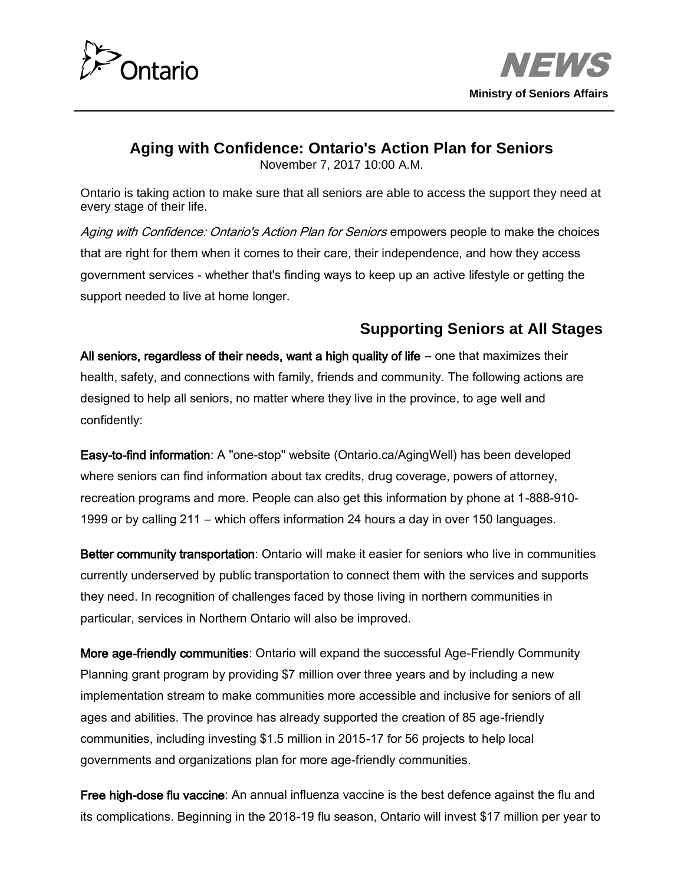Ontario

**NEWS**

**Ministry of Seniors Affairs**

# Aging with Confidence: Ontario's Action Plan for Seniors

November 7, 2017 10:00 A.M.

Ontario is taking action to make sure that all seniors are able to access the support they need at every stage of their life.

*Aging with Confidence: Ontario's Action Plan for Seniors* empowers people to make the choices that are right for them when it comes to their care, their independence, and how they access government services - whether that's finding ways to keep up an active lifestyle or getting the support needed to live at home longer.

## Supporting Seniors at All Stages

**All seniors, regardless of their needs, want a high quality of life** – one that maximizes their health, safety, and connections with family, friends and community. The following actions are designed to help all seniors, no matter where they live in the province, to age well and confidently:

**Easy-to-find information**: A "one-stop" website (Ontario.ca/AgingWell) has been developed where seniors can find information about tax credits, drug coverage, powers of attorney, recreation programs and more. People can also get this information by phone at 1-888-910-1999 or by calling 211 – which offers information 24 hours a day in over 150 languages.

**Better community transportation**: Ontario will make it easier for seniors who live in communities currently underserved by public transportation to connect them with the services and supports they need. In recognition of challenges faced by those living in northern communities in particular, services in Northern Ontario will also be improved.

**More age-friendly communities**: Ontario will expand the successful Age-Friendly Community Planning grant program by providing $7 million over three years and by including a new implementation stream to make communities more accessible and inclusive for seniors of all ages and abilities. The province has already supported the creation of 85 age-friendly communities, including investing $1.5 million in 2015-17 for 56 projects to help local governments and organizations plan for more age-friendly communities.

**Free high-dose flu vaccine**: An annual influenza vaccine is the best defence against the flu and its complications. Beginning in the 2018-19 flu season, Ontario will invest $17 million per year to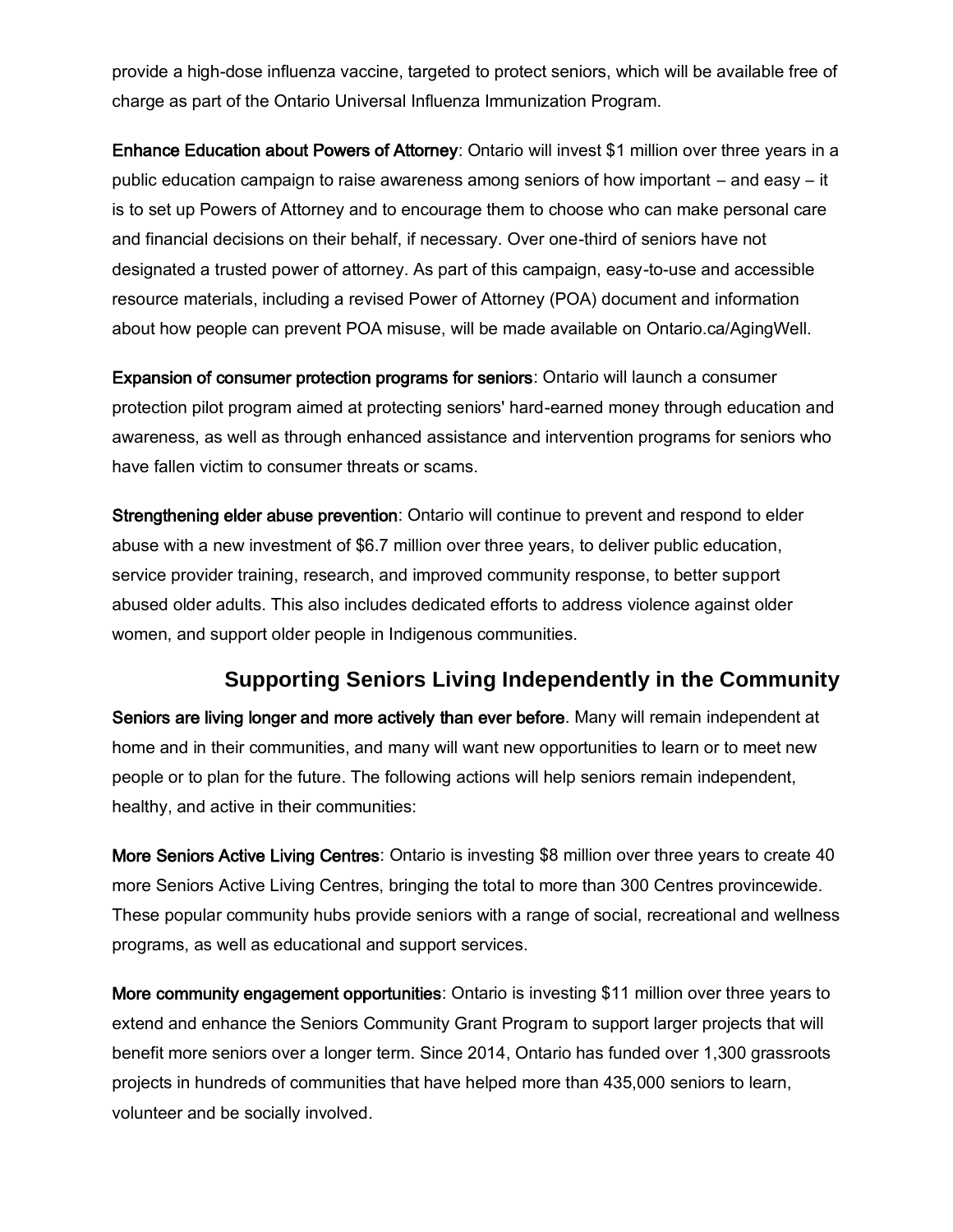provide a high-dose influenza vaccine, targeted to protect seniors, which will be available free of charge as part of the Ontario Universal Influenza Immunization Program.

**Enhance Education about Powers of Attorney**: Ontario will invest $1 million over three years in a public education campaign to raise awareness among seniors of how important – and easy – it is to set up Powers of Attorney and to encourage them to choose who can make personal care and financial decisions on their behalf, if necessary. Over one-third of seniors have not designated a trusted power of attorney. As part of this campaign, easy-to-use and accessible resource materials, including a revised Power of Attorney (POA) document and information about how people can prevent POA misuse, will be made available on Ontario.ca/AgingWell.

**Expansion of consumer protection programs for seniors**: Ontario will launch a consumer protection pilot program aimed at protecting seniors' hard-earned money through education and awareness, as well as through enhanced assistance and intervention programs for seniors who have fallen victim to consumer threats or scams.

**Strengthening elder abuse prevention**: Ontario will continue to prevent and respond to elder abuse with a new investment of $6.7 million over three years, to deliver public education, service provider training, research, and improved community response, to better support abused older adults. This also includes dedicated efforts to address violence against older women, and support older people in Indigenous communities.

## Supporting Seniors Living Independently in the Community

**Seniors are living longer and more actively than ever before**. Many will remain independent at home and in their communities, and many will want new opportunities to learn or to meet new people or to plan for the future. The following actions will help seniors remain independent, healthy, and active in their communities:

**More Seniors Active Living Centres**: Ontario is investing $8 million over three years to create 40 more Seniors Active Living Centres, bringing the total to more than 300 Centres provincewide. These popular community hubs provide seniors with a range of social, recreational and wellness programs, as well as educational and support services.

**More community engagement opportunities**: Ontario is investing $11 million over three years to extend and enhance the Seniors Community Grant Program to support larger projects that will benefit more seniors over a longer term. Since 2014, Ontario has funded over 1,300 grassroots projects in hundreds of communities that have helped more than 435,000 seniors to learn, volunteer and be socially involved.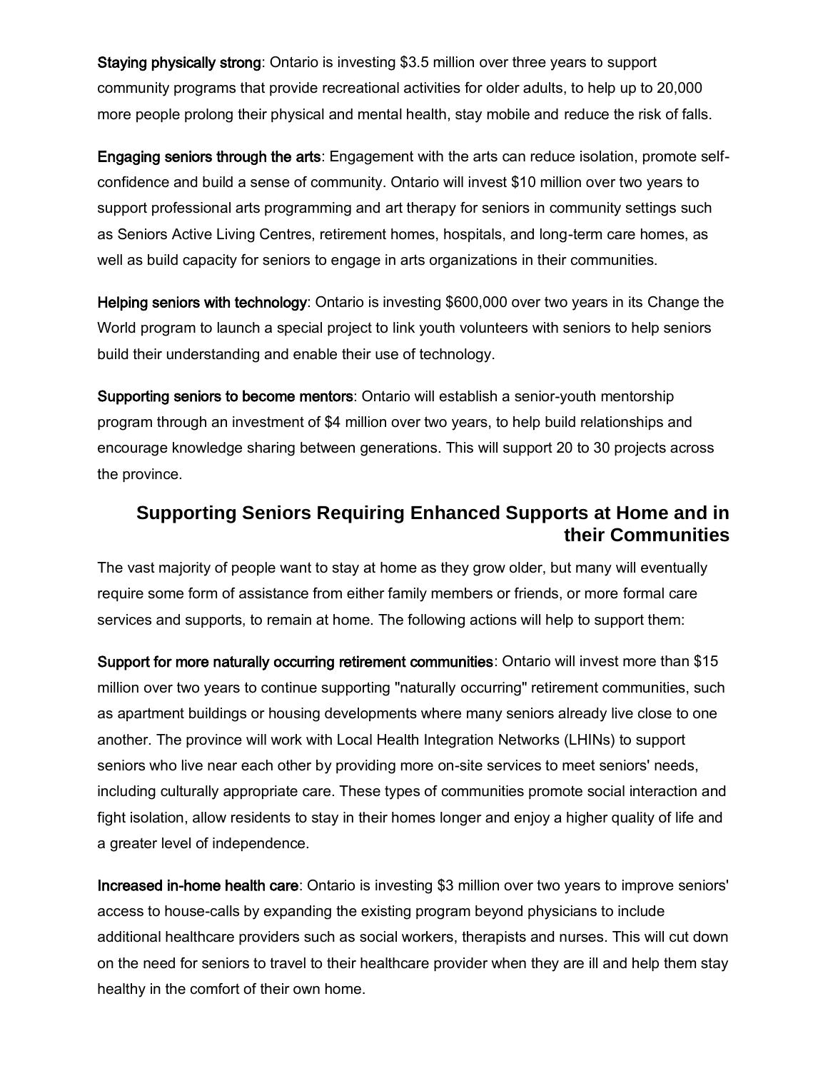**Staying physically strong**: Ontario is investing $3.5 million over three years to support community programs that provide recreational activities for older adults, to help up to 20,000 more people prolong their physical and mental health, stay mobile and reduce the risk of falls.

**Engaging seniors through the arts**: Engagement with the arts can reduce isolation, promote self-confidence and build a sense of community. Ontario will invest $10 million over two years to support professional arts programming and art therapy for seniors in community settings such as Seniors Active Living Centres, retirement homes, hospitals, and long-term care homes, as well as build capacity for seniors to engage in arts organizations in their communities.

**Helping seniors with technology**: Ontario is investing $600,000 over two years in its Change the World program to launch a special project to link youth volunteers with seniors to help seniors build their understanding and enable their use of technology.

**Supporting seniors to become mentors**: Ontario will establish a senior-youth mentorship program through an investment of $4 million over two years, to help build relationships and encourage knowledge sharing between generations. This will support 20 to 30 projects across the province.

## Supporting Seniors Requiring Enhanced Supports at Home and in their Communities

The vast majority of people want to stay at home as they grow older, but many will eventually require some form of assistance from either family members or friends, or more formal care services and supports, to remain at home. The following actions will help to support them:

**Support for more naturally occurring retirement communities**: Ontario will invest more than $15 million over two years to continue supporting "naturally occurring" retirement communities, such as apartment buildings or housing developments where many seniors already live close to one another. The province will work with Local Health Integration Networks (LHINs) to support seniors who live near each other by providing more on-site services to meet seniors' needs, including culturally appropriate care. These types of communities promote social interaction and fight isolation, allow residents to stay in their homes longer and enjoy a higher quality of life and a greater level of independence.

**Increased in-home health care**: Ontario is investing $3 million over two years to improve seniors' access to house-calls by expanding the existing program beyond physicians to include additional healthcare providers such as social workers, therapists and nurses. This will cut down on the need for seniors to travel to their healthcare provider when they are ill and help them stay healthy in the comfort of their own home.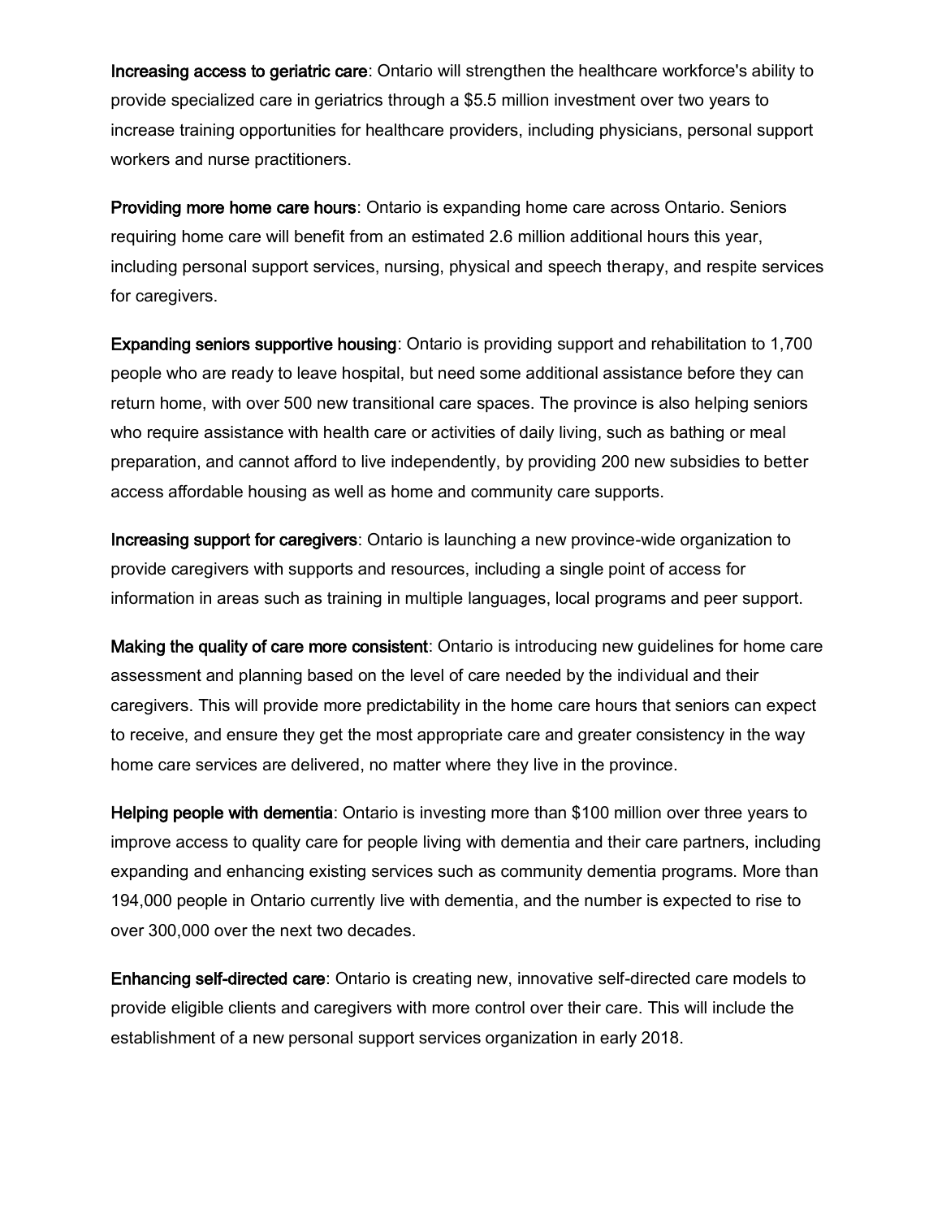**Increasing access to geriatric care**: Ontario will strengthen the healthcare workforce's ability to provide specialized care in geriatrics through a $5.5 million investment over two years to increase training opportunities for healthcare providers, including physicians, personal support workers and nurse practitioners.

**Providing more home care hours**: Ontario is expanding home care across Ontario. Seniors requiring home care will benefit from an estimated 2.6 million additional hours this year, including personal support services, nursing, physical and speech therapy, and respite services for caregivers.

**Expanding seniors supportive housing**: Ontario is providing support and rehabilitation to 1,700 people who are ready to leave hospital, but need some additional assistance before they can return home, with over 500 new transitional care spaces. The province is also helping seniors who require assistance with health care or activities of daily living, such as bathing or meal preparation, and cannot afford to live independently, by providing 200 new subsidies to better access affordable housing as well as home and community care supports.

**Increasing support for caregivers**: Ontario is launching a new province-wide organization to provide caregivers with supports and resources, including a single point of access for information in areas such as training in multiple languages, local programs and peer support.

**Making the quality of care more consistent**: Ontario is introducing new guidelines for home care assessment and planning based on the level of care needed by the individual and their caregivers. This will provide more predictability in the home care hours that seniors can expect to receive, and ensure they get the most appropriate care and greater consistency in the way home care services are delivered, no matter where they live in the province.

**Helping people with dementia**: Ontario is investing more than $100 million over three years to improve access to quality care for people living with dementia and their care partners, including expanding and enhancing existing services such as community dementia programs. More than 194,000 people in Ontario currently live with dementia, and the number is expected to rise to over 300,000 over the next two decades.

**Enhancing self-directed care**: Ontario is creating new, innovative self-directed care models to provide eligible clients and caregivers with more control over their care. This will include the establishment of a new personal support services organization in early 2018.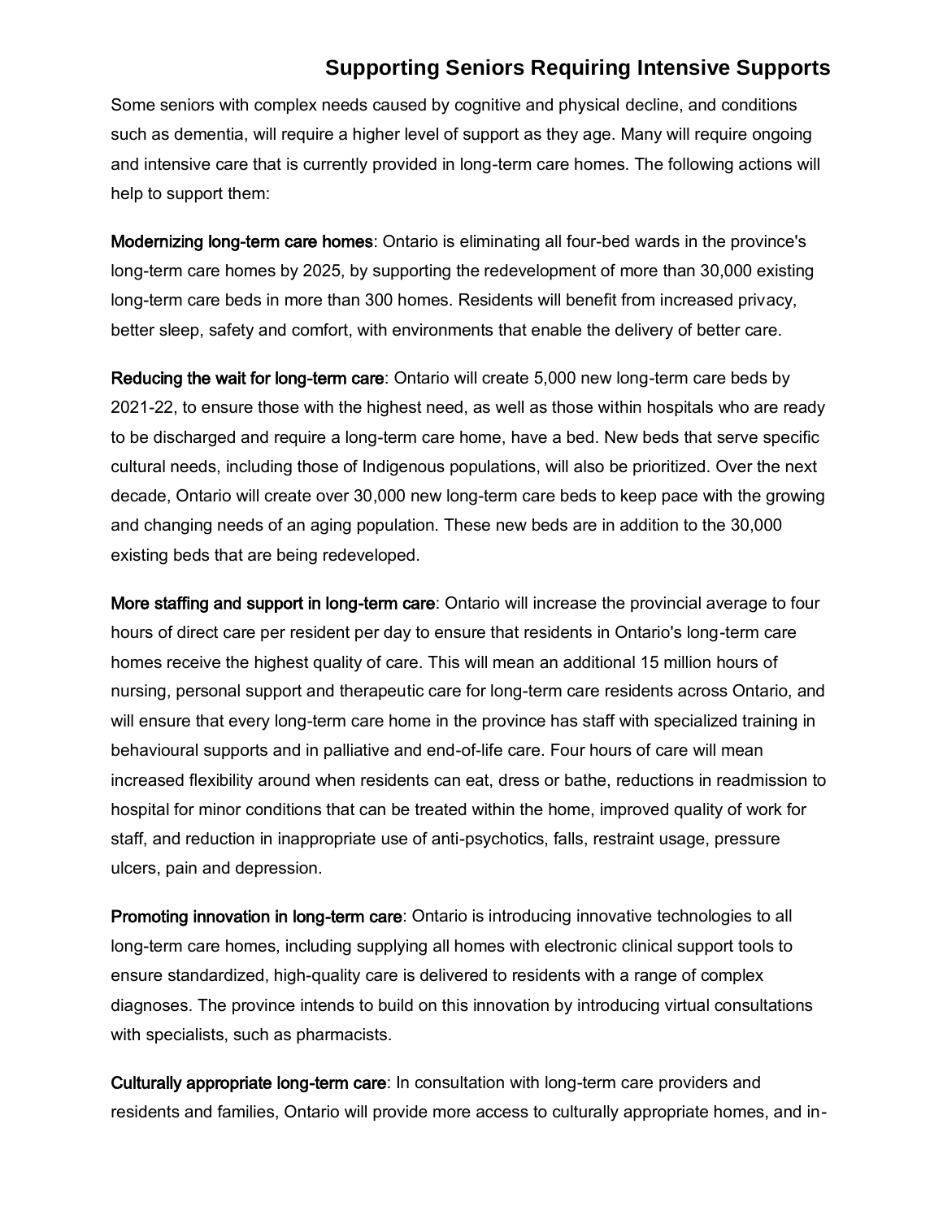## Supporting Seniors Requiring Intensive Supports

Some seniors with complex needs caused by cognitive and physical decline, and conditions such as dementia, will require a higher level of support as they age. Many will require ongoing and intensive care that is currently provided in long-term care homes. The following actions will help to support them:

**Modernizing long-term care homes**: Ontario is eliminating all four-bed wards in the province's long-term care homes by 2025, by supporting the redevelopment of more than 30,000 existing long-term care beds in more than 300 homes. Residents will benefit from increased privacy, better sleep, safety and comfort, with environments that enable the delivery of better care.

**Reducing the wait for long-term care**: Ontario will create 5,000 new long-term care beds by 2021-22, to ensure those with the highest need, as well as those within hospitals who are ready to be discharged and require a long-term care home, have a bed. New beds that serve specific cultural needs, including those of Indigenous populations, will also be prioritized. Over the next decade, Ontario will create over 30,000 new long-term care beds to keep pace with the growing and changing needs of an aging population. These new beds are in addition to the 30,000 existing beds that are being redeveloped.

**More staffing and support in long-term care**: Ontario will increase the provincial average to four hours of direct care per resident per day to ensure that residents in Ontario's long-term care homes receive the highest quality of care. This will mean an additional 15 million hours of nursing, personal support and therapeutic care for long-term care residents across Ontario, and will ensure that every long-term care home in the province has staff with specialized training in behavioural supports and in palliative and end-of-life care. Four hours of care will mean increased flexibility around when residents can eat, dress or bathe, reductions in readmission to hospital for minor conditions that can be treated within the home, improved quality of work for staff, and reduction in inappropriate use of anti-psychotics, falls, restraint usage, pressure ulcers, pain and depression.

**Promoting innovation in long-term care**: Ontario is introducing innovative technologies to all long-term care homes, including supplying all homes with electronic clinical support tools to ensure standardized, high-quality care is delivered to residents with a range of complex diagnoses. The province intends to build on this innovation by introducing virtual consultations with specialists, such as pharmacists.

**Culturally appropriate long-term care**: In consultation with long-term care providers and residents and families, Ontario will provide more access to culturally appropriate homes, and in-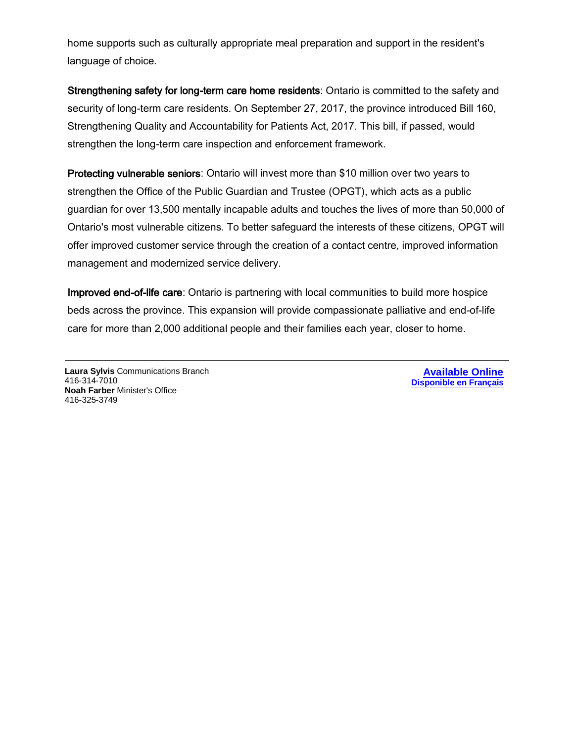home supports such as culturally appropriate meal preparation and support in the resident's language of choice.

**Strengthening safety for long-term care home residents**: Ontario is committed to the safety and security of long-term care residents. On September 27, 2017, the province introduced Bill 160, Strengthening Quality and Accountability for Patients Act, 2017. This bill, if passed, would strengthen the long-term care inspection and enforcement framework.

**Protecting vulnerable seniors**: Ontario will invest more than $10 million over two years to strengthen the Office of the Public Guardian and Trustee (OPGT), which acts as a public guardian for over 13,500 mentally incapable adults and touches the lives of more than 50,000 of Ontario's most vulnerable citizens. To better safeguard the interests of these citizens, OPGT will offer improved customer service through the creation of a contact centre, improved information management and modernized service delivery.

**Improved end-of-life care**: Ontario is partnering with local communities to build more hospice beds across the province. This expansion will provide compassionate palliative and end-of-life care for more than 2,000 additional people and their families each year, closer to home.

---

**Laura Sylvis** Communications Branch
416-314-7010
**Noah Farber** Minister's Office
416-325-3749

**Available Online**
**Disponible en Français**